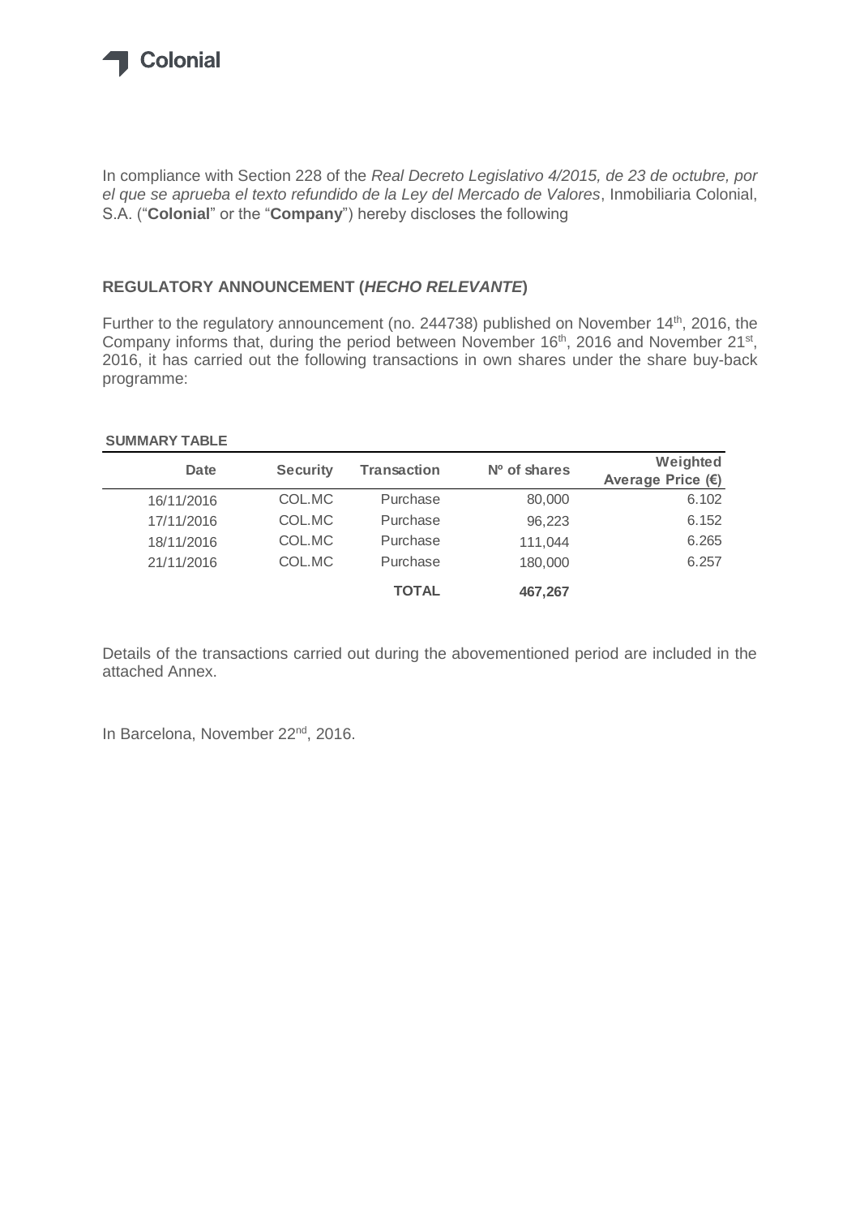Colonial

In compliance with Section 228 of the *Real Decreto Legislativo 4/2015, de 23 de octubre, por el que se aprueba el texto refundido de la Ley del Mercado de Valores*, Inmobiliaria Colonial, S.A. ("**Colonial**" or the "**Company**") hereby discloses the following

## REGULATORY ANNOUNCEMENT (*HECHO RELEVANTE*)

Further to the regulatory announcement (no. 244738) published on November 14th, 2016, the Company informs that, during the period between November 16th, 2016 and November 21st, 2016, it has carried out the following transactions in own shares under the share buy-back programme:

**SUMMARY TABLE**

| Date | Security | Transaction | Nº of shares | Weighted Average Price (€) |
|---|---|---|---|---|
| 16/11/2016 | COL.MC | Purchase | 80,000 | 6.102 |
| 17/11/2016 | COL.MC | Purchase | 96,223 | 6.152 |
| 18/11/2016 | COL.MC | Purchase | 111,044 | 6.265 |
| 21/11/2016 | COL.MC | Purchase | 180,000 | 6.257 |
| | | **TOTAL** | **467,267** | |

Details of the transactions carried out during the abovementioned period are included in the attached Annex.

In Barcelona, November 22nd, 2016.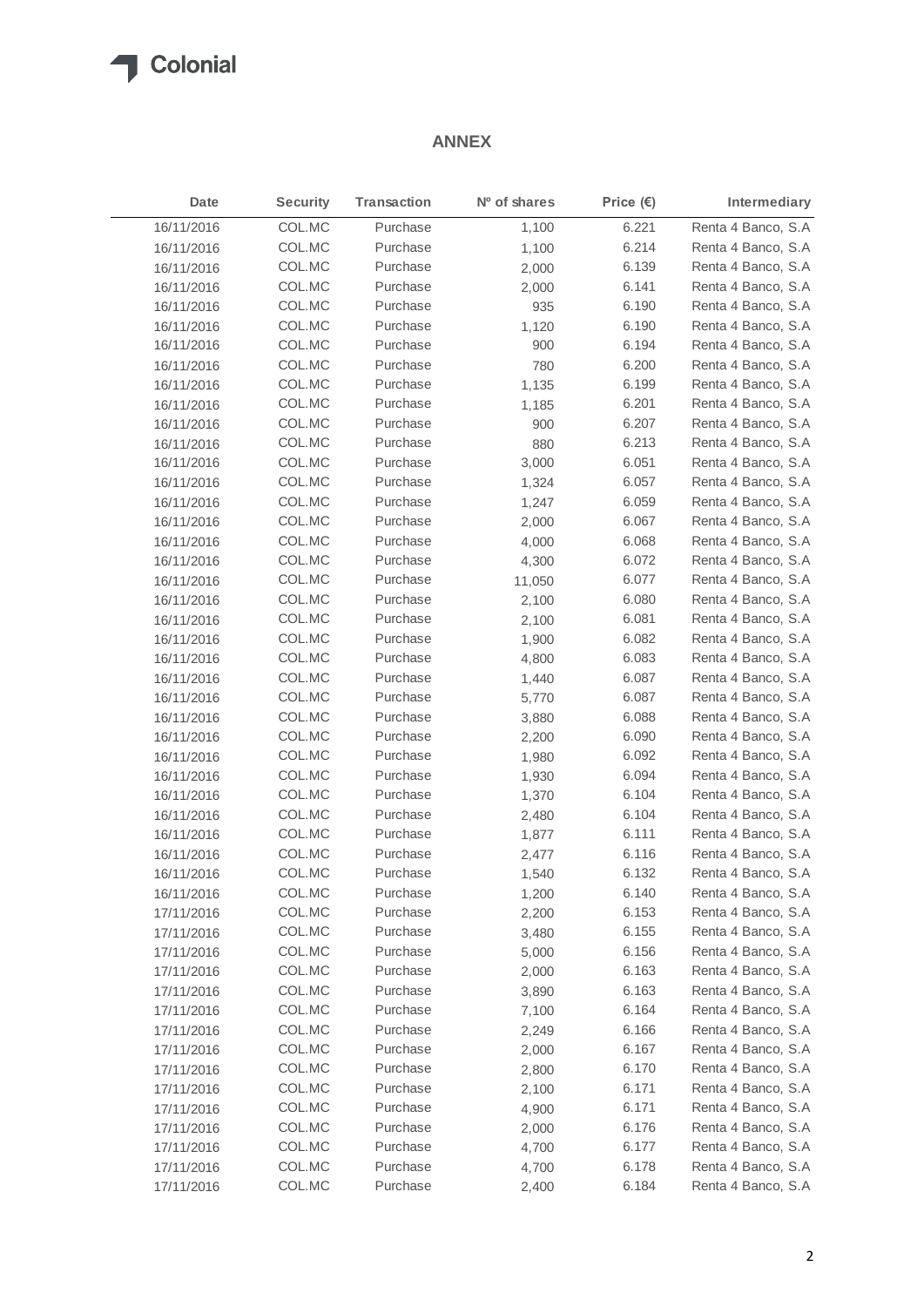## ANNEX

| Date | Security | Transaction | Nº of shares | Price (€) | Intermediary |
|---|---|---|---|---|---|
| 16/11/2016 | COL.MC | Purchase | 1,100 | 6.221 | Renta 4 Banco, S.A |
| 16/11/2016 | COL.MC | Purchase | 1,100 | 6.214 | Renta 4 Banco, S.A |
| 16/11/2016 | COL.MC | Purchase | 2,000 | 6.139 | Renta 4 Banco, S.A |
| 16/11/2016 | COL.MC | Purchase | 2,000 | 6.141 | Renta 4 Banco, S.A |
| 16/11/2016 | COL.MC | Purchase | 935 | 6.190 | Renta 4 Banco, S.A |
| 16/11/2016 | COL.MC | Purchase | 1,120 | 6.190 | Renta 4 Banco, S.A |
| 16/11/2016 | COL.MC | Purchase | 900 | 6.194 | Renta 4 Banco, S.A |
| 16/11/2016 | COL.MC | Purchase | 780 | 6.200 | Renta 4 Banco, S.A |
| 16/11/2016 | COL.MC | Purchase | 1,135 | 6.199 | Renta 4 Banco, S.A |
| 16/11/2016 | COL.MC | Purchase | 1,185 | 6.201 | Renta 4 Banco, S.A |
| 16/11/2016 | COL.MC | Purchase | 900 | 6.207 | Renta 4 Banco, S.A |
| 16/11/2016 | COL.MC | Purchase | 880 | 6.213 | Renta 4 Banco, S.A |
| 16/11/2016 | COL.MC | Purchase | 3,000 | 6.051 | Renta 4 Banco, S.A |
| 16/11/2016 | COL.MC | Purchase | 1,324 | 6.057 | Renta 4 Banco, S.A |
| 16/11/2016 | COL.MC | Purchase | 1,247 | 6.059 | Renta 4 Banco, S.A |
| 16/11/2016 | COL.MC | Purchase | 2,000 | 6.067 | Renta 4 Banco, S.A |
| 16/11/2016 | COL.MC | Purchase | 4,000 | 6.068 | Renta 4 Banco, S.A |
| 16/11/2016 | COL.MC | Purchase | 4,300 | 6.072 | Renta 4 Banco, S.A |
| 16/11/2016 | COL.MC | Purchase | 11,050 | 6.077 | Renta 4 Banco, S.A |
| 16/11/2016 | COL.MC | Purchase | 2,100 | 6.080 | Renta 4 Banco, S.A |
| 16/11/2016 | COL.MC | Purchase | 2,100 | 6.081 | Renta 4 Banco, S.A |
| 16/11/2016 | COL.MC | Purchase | 1,900 | 6.082 | Renta 4 Banco, S.A |
| 16/11/2016 | COL.MC | Purchase | 4,800 | 6.083 | Renta 4 Banco, S.A |
| 16/11/2016 | COL.MC | Purchase | 1,440 | 6.087 | Renta 4 Banco, S.A |
| 16/11/2016 | COL.MC | Purchase | 5,770 | 6.087 | Renta 4 Banco, S.A |
| 16/11/2016 | COL.MC | Purchase | 3,880 | 6.088 | Renta 4 Banco, S.A |
| 16/11/2016 | COL.MC | Purchase | 2,200 | 6.090 | Renta 4 Banco, S.A |
| 16/11/2016 | COL.MC | Purchase | 1,980 | 6.092 | Renta 4 Banco, S.A |
| 16/11/2016 | COL.MC | Purchase | 1,930 | 6.094 | Renta 4 Banco, S.A |
| 16/11/2016 | COL.MC | Purchase | 1,370 | 6.104 | Renta 4 Banco, S.A |
| 16/11/2016 | COL.MC | Purchase | 2,480 | 6.104 | Renta 4 Banco, S.A |
| 16/11/2016 | COL.MC | Purchase | 1,877 | 6.111 | Renta 4 Banco, S.A |
| 16/11/2016 | COL.MC | Purchase | 2,477 | 6.116 | Renta 4 Banco, S.A |
| 16/11/2016 | COL.MC | Purchase | 1,540 | 6.132 | Renta 4 Banco, S.A |
| 16/11/2016 | COL.MC | Purchase | 1,200 | 6.140 | Renta 4 Banco, S.A |
| 17/11/2016 | COL.MC | Purchase | 2,200 | 6.153 | Renta 4 Banco, S.A |
| 17/11/2016 | COL.MC | Purchase | 3,480 | 6.155 | Renta 4 Banco, S.A |
| 17/11/2016 | COL.MC | Purchase | 5,000 | 6.156 | Renta 4 Banco, S.A |
| 17/11/2016 | COL.MC | Purchase | 2,000 | 6.163 | Renta 4 Banco, S.A |
| 17/11/2016 | COL.MC | Purchase | 3,890 | 6.163 | Renta 4 Banco, S.A |
| 17/11/2016 | COL.MC | Purchase | 7,100 | 6.164 | Renta 4 Banco, S.A |
| 17/11/2016 | COL.MC | Purchase | 2,249 | 6.166 | Renta 4 Banco, S.A |
| 17/11/2016 | COL.MC | Purchase | 2,000 | 6.167 | Renta 4 Banco, S.A |
| 17/11/2016 | COL.MC | Purchase | 2,800 | 6.170 | Renta 4 Banco, S.A |
| 17/11/2016 | COL.MC | Purchase | 2,100 | 6.171 | Renta 4 Banco, S.A |
| 17/11/2016 | COL.MC | Purchase | 4,900 | 6.171 | Renta 4 Banco, S.A |
| 17/11/2016 | COL.MC | Purchase | 2,000 | 6.176 | Renta 4 Banco, S.A |
| 17/11/2016 | COL.MC | Purchase | 4,700 | 6.177 | Renta 4 Banco, S.A |
| 17/11/2016 | COL.MC | Purchase | 4,700 | 6.178 | Renta 4 Banco, S.A |
| 17/11/2016 | COL.MC | Purchase | 2,400 | 6.184 | Renta 4 Banco, S.A |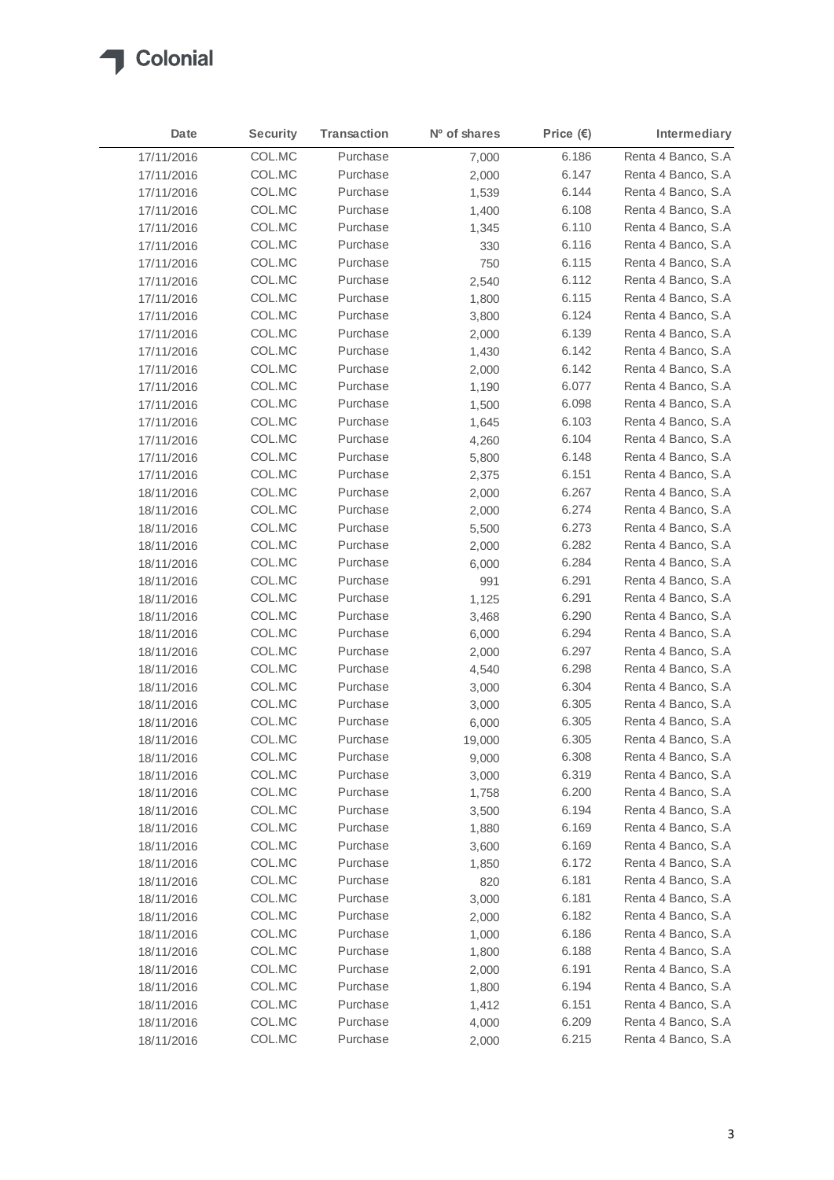Colonial

| Date | Security | Transaction | Nº of shares | Price (€) | Intermediary |
| --- | --- | --- | --- | --- | --- |
| 17/11/2016 | COL.MC | Purchase | 7,000 | 6.186 | Renta 4 Banco, S.A |
| 17/11/2016 | COL.MC | Purchase | 2,000 | 6.147 | Renta 4 Banco, S.A |
| 17/11/2016 | COL.MC | Purchase | 1,539 | 6.144 | Renta 4 Banco, S.A |
| 17/11/2016 | COL.MC | Purchase | 1,400 | 6.108 | Renta 4 Banco, S.A |
| 17/11/2016 | COL.MC | Purchase | 1,345 | 6.110 | Renta 4 Banco, S.A |
| 17/11/2016 | COL.MC | Purchase | 330 | 6.116 | Renta 4 Banco, S.A |
| 17/11/2016 | COL.MC | Purchase | 750 | 6.115 | Renta 4 Banco, S.A |
| 17/11/2016 | COL.MC | Purchase | 2,540 | 6.112 | Renta 4 Banco, S.A |
| 17/11/2016 | COL.MC | Purchase | 1,800 | 6.115 | Renta 4 Banco, S.A |
| 17/11/2016 | COL.MC | Purchase | 3,800 | 6.124 | Renta 4 Banco, S.A |
| 17/11/2016 | COL.MC | Purchase | 2,000 | 6.139 | Renta 4 Banco, S.A |
| 17/11/2016 | COL.MC | Purchase | 1,430 | 6.142 | Renta 4 Banco, S.A |
| 17/11/2016 | COL.MC | Purchase | 2,000 | 6.142 | Renta 4 Banco, S.A |
| 17/11/2016 | COL.MC | Purchase | 1,190 | 6.077 | Renta 4 Banco, S.A |
| 17/11/2016 | COL.MC | Purchase | 1,500 | 6.098 | Renta 4 Banco, S.A |
| 17/11/2016 | COL.MC | Purchase | 1,645 | 6.103 | Renta 4 Banco, S.A |
| 17/11/2016 | COL.MC | Purchase | 4,260 | 6.104 | Renta 4 Banco, S.A |
| 17/11/2016 | COL.MC | Purchase | 5,800 | 6.148 | Renta 4 Banco, S.A |
| 17/11/2016 | COL.MC | Purchase | 2,375 | 6.151 | Renta 4 Banco, S.A |
| 18/11/2016 | COL.MC | Purchase | 2,000 | 6.267 | Renta 4 Banco, S.A |
| 18/11/2016 | COL.MC | Purchase | 2,000 | 6.274 | Renta 4 Banco, S.A |
| 18/11/2016 | COL.MC | Purchase | 5,500 | 6.273 | Renta 4 Banco, S.A |
| 18/11/2016 | COL.MC | Purchase | 2,000 | 6.282 | Renta 4 Banco, S.A |
| 18/11/2016 | COL.MC | Purchase | 6,000 | 6.284 | Renta 4 Banco, S.A |
| 18/11/2016 | COL.MC | Purchase | 991 | 6.291 | Renta 4 Banco, S.A |
| 18/11/2016 | COL.MC | Purchase | 1,125 | 6.291 | Renta 4 Banco, S.A |
| 18/11/2016 | COL.MC | Purchase | 3,468 | 6.290 | Renta 4 Banco, S.A |
| 18/11/2016 | COL.MC | Purchase | 6,000 | 6.294 | Renta 4 Banco, S.A |
| 18/11/2016 | COL.MC | Purchase | 2,000 | 6.297 | Renta 4 Banco, S.A |
| 18/11/2016 | COL.MC | Purchase | 4,540 | 6.298 | Renta 4 Banco, S.A |
| 18/11/2016 | COL.MC | Purchase | 3,000 | 6.304 | Renta 4 Banco, S.A |
| 18/11/2016 | COL.MC | Purchase | 3,000 | 6.305 | Renta 4 Banco, S.A |
| 18/11/2016 | COL.MC | Purchase | 6,000 | 6.305 | Renta 4 Banco, S.A |
| 18/11/2016 | COL.MC | Purchase | 19,000 | 6.305 | Renta 4 Banco, S.A |
| 18/11/2016 | COL.MC | Purchase | 9,000 | 6.308 | Renta 4 Banco, S.A |
| 18/11/2016 | COL.MC | Purchase | 3,000 | 6.319 | Renta 4 Banco, S.A |
| 18/11/2016 | COL.MC | Purchase | 1,758 | 6.200 | Renta 4 Banco, S.A |
| 18/11/2016 | COL.MC | Purchase | 3,500 | 6.194 | Renta 4 Banco, S.A |
| 18/11/2016 | COL.MC | Purchase | 1,880 | 6.169 | Renta 4 Banco, S.A |
| 18/11/2016 | COL.MC | Purchase | 3,600 | 6.169 | Renta 4 Banco, S.A |
| 18/11/2016 | COL.MC | Purchase | 1,850 | 6.172 | Renta 4 Banco, S.A |
| 18/11/2016 | COL.MC | Purchase | 820 | 6.181 | Renta 4 Banco, S.A |
| 18/11/2016 | COL.MC | Purchase | 3,000 | 6.181 | Renta 4 Banco, S.A |
| 18/11/2016 | COL.MC | Purchase | 2,000 | 6.182 | Renta 4 Banco, S.A |
| 18/11/2016 | COL.MC | Purchase | 1,000 | 6.186 | Renta 4 Banco, S.A |
| 18/11/2016 | COL.MC | Purchase | 1,800 | 6.188 | Renta 4 Banco, S.A |
| 18/11/2016 | COL.MC | Purchase | 2,000 | 6.191 | Renta 4 Banco, S.A |
| 18/11/2016 | COL.MC | Purchase | 1,800 | 6.194 | Renta 4 Banco, S.A |
| 18/11/2016 | COL.MC | Purchase | 1,412 | 6.151 | Renta 4 Banco, S.A |
| 18/11/2016 | COL.MC | Purchase | 4,000 | 6.209 | Renta 4 Banco, S.A |
| 18/11/2016 | COL.MC | Purchase | 2,000 | 6.215 | Renta 4 Banco, S.A |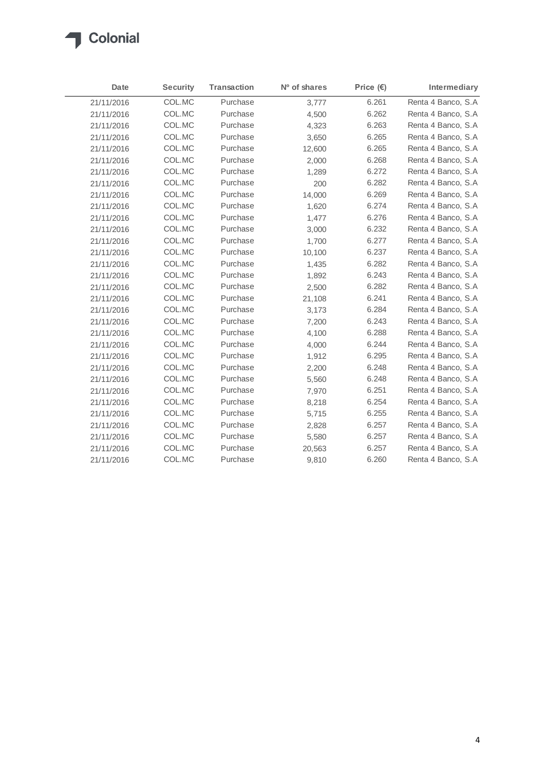| Date | Security | Transaction | Nº of shares | Price (€) | Intermediary |
|---|---|---|---|---|---|
| 21/11/2016 | COL.MC | Purchase | 3,777 | 6.261 | Renta 4 Banco, S.A |
| 21/11/2016 | COL.MC | Purchase | 4,500 | 6.262 | Renta 4 Banco, S.A |
| 21/11/2016 | COL.MC | Purchase | 4,323 | 6.263 | Renta 4 Banco, S.A |
| 21/11/2016 | COL.MC | Purchase | 3,650 | 6.265 | Renta 4 Banco, S.A |
| 21/11/2016 | COL.MC | Purchase | 12,600 | 6.265 | Renta 4 Banco, S.A |
| 21/11/2016 | COL.MC | Purchase | 2,000 | 6.268 | Renta 4 Banco, S.A |
| 21/11/2016 | COL.MC | Purchase | 1,289 | 6.272 | Renta 4 Banco, S.A |
| 21/11/2016 | COL.MC | Purchase | 200 | 6.282 | Renta 4 Banco, S.A |
| 21/11/2016 | COL.MC | Purchase | 14,000 | 6.269 | Renta 4 Banco, S.A |
| 21/11/2016 | COL.MC | Purchase | 1,620 | 6.274 | Renta 4 Banco, S.A |
| 21/11/2016 | COL.MC | Purchase | 1,477 | 6.276 | Renta 4 Banco, S.A |
| 21/11/2016 | COL.MC | Purchase | 3,000 | 6.232 | Renta 4 Banco, S.A |
| 21/11/2016 | COL.MC | Purchase | 1,700 | 6.277 | Renta 4 Banco, S.A |
| 21/11/2016 | COL.MC | Purchase | 10,100 | 6.237 | Renta 4 Banco, S.A |
| 21/11/2016 | COL.MC | Purchase | 1,435 | 6.282 | Renta 4 Banco, S.A |
| 21/11/2016 | COL.MC | Purchase | 1,892 | 6.243 | Renta 4 Banco, S.A |
| 21/11/2016 | COL.MC | Purchase | 2,500 | 6.282 | Renta 4 Banco, S.A |
| 21/11/2016 | COL.MC | Purchase | 21,108 | 6.241 | Renta 4 Banco, S.A |
| 21/11/2016 | COL.MC | Purchase | 3,173 | 6.284 | Renta 4 Banco, S.A |
| 21/11/2016 | COL.MC | Purchase | 7,200 | 6.243 | Renta 4 Banco, S.A |
| 21/11/2016 | COL.MC | Purchase | 4,100 | 6.288 | Renta 4 Banco, S.A |
| 21/11/2016 | COL.MC | Purchase | 4,000 | 6.244 | Renta 4 Banco, S.A |
| 21/11/2016 | COL.MC | Purchase | 1,912 | 6.295 | Renta 4 Banco, S.A |
| 21/11/2016 | COL.MC | Purchase | 2,200 | 6.248 | Renta 4 Banco, S.A |
| 21/11/2016 | COL.MC | Purchase | 5,560 | 6.248 | Renta 4 Banco, S.A |
| 21/11/2016 | COL.MC | Purchase | 7,970 | 6.251 | Renta 4 Banco, S.A |
| 21/11/2016 | COL.MC | Purchase | 8,218 | 6.254 | Renta 4 Banco, S.A |
| 21/11/2016 | COL.MC | Purchase | 5,715 | 6.255 | Renta 4 Banco, S.A |
| 21/11/2016 | COL.MC | Purchase | 2,828 | 6.257 | Renta 4 Banco, S.A |
| 21/11/2016 | COL.MC | Purchase | 5,580 | 6.257 | Renta 4 Banco, S.A |
| 21/11/2016 | COL.MC | Purchase | 20,563 | 6.257 | Renta 4 Banco, S.A |
| 21/11/2016 | COL.MC | Purchase | 9,810 | 6.260 | Renta 4 Banco, S.A |